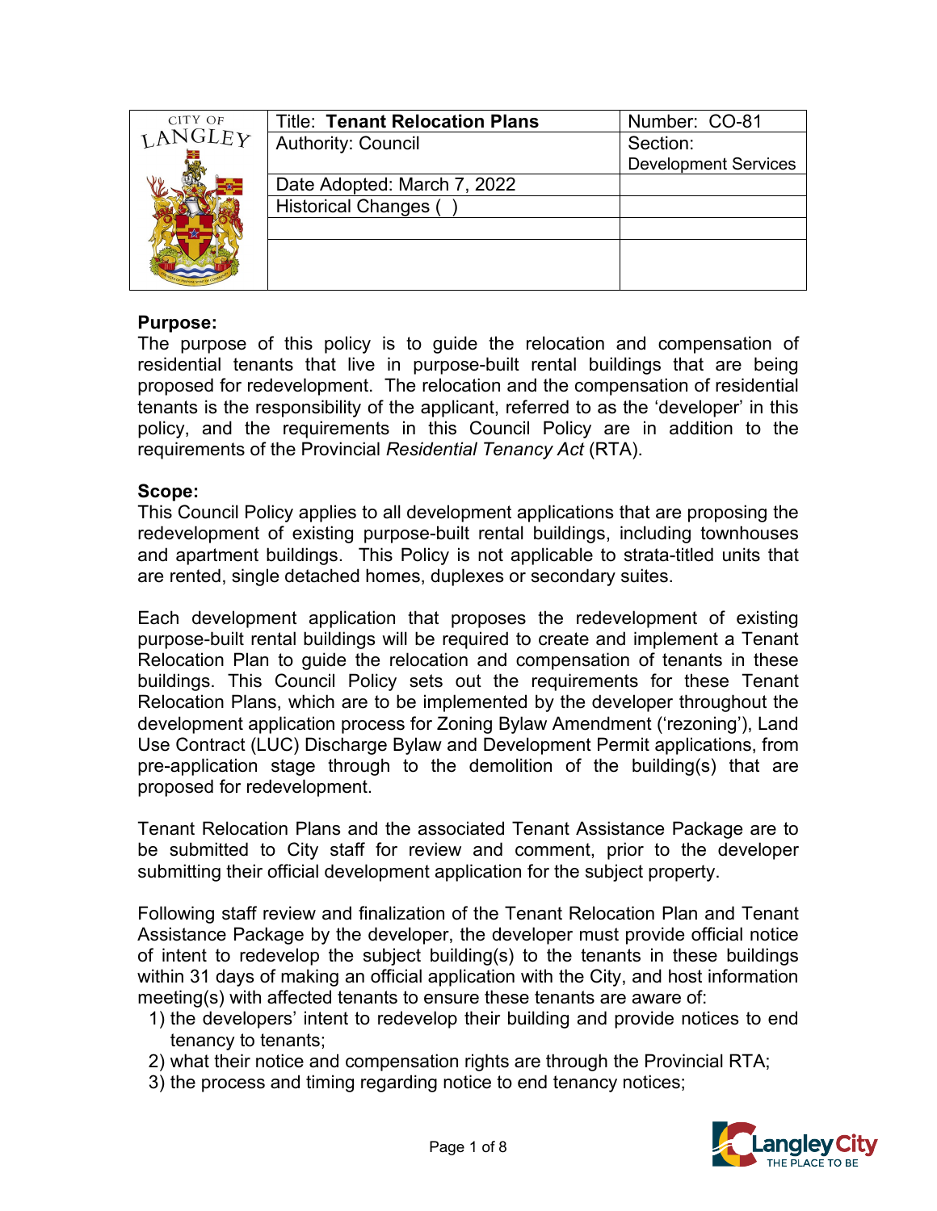| CITY OF LANGLEY | Title: **Tenant Relocation Plans** | Number: CO-81 |
| --- | --- | --- |
| | Authority: Council | Section: Development Services |
| | Date Adopted: March 7, 2022 | |
| | Historical Changes ( ) | |
| | | |
| | | |

**Purpose:**
The purpose of this policy is to guide the relocation and compensation of residential tenants that live in purpose-built rental buildings that are being proposed for redevelopment. The relocation and the compensation of residential tenants is the responsibility of the applicant, referred to as the 'developer' in this policy, and the requirements in this Council Policy are in addition to the requirements of the Provincial *Residential Tenancy Act* (RTA).

**Scope:**
This Council Policy applies to all development applications that are proposing the redevelopment of existing purpose-built rental buildings, including townhouses and apartment buildings. This Policy is not applicable to strata-titled units that are rented, single detached homes, duplexes or secondary suites.

Each development application that proposes the redevelopment of existing purpose-built rental buildings will be required to create and implement a Tenant Relocation Plan to guide the relocation and compensation of tenants in these buildings. This Council Policy sets out the requirements for these Tenant Relocation Plans, which are to be implemented by the developer throughout the development application process for Zoning Bylaw Amendment ('rezoning'), Land Use Contract (LUC) Discharge Bylaw and Development Permit applications, from pre-application stage through to the demolition of the building(s) that are proposed for redevelopment.

Tenant Relocation Plans and the associated Tenant Assistance Package are to be submitted to City staff for review and comment, prior to the developer submitting their official development application for the subject property.

Following staff review and finalization of the Tenant Relocation Plan and Tenant Assistance Package by the developer, the developer must provide official notice of intent to redevelop the subject building(s) to the tenants in these buildings within 31 days of making an official application with the City, and host information meeting(s) with affected tenants to ensure these tenants are aware of:

1) the developers' intent to redevelop their building and provide notices to end tenancy to tenants;
2) what their notice and compensation rights are through the Provincial RTA;
3) the process and timing regarding notice to end tenancy notices;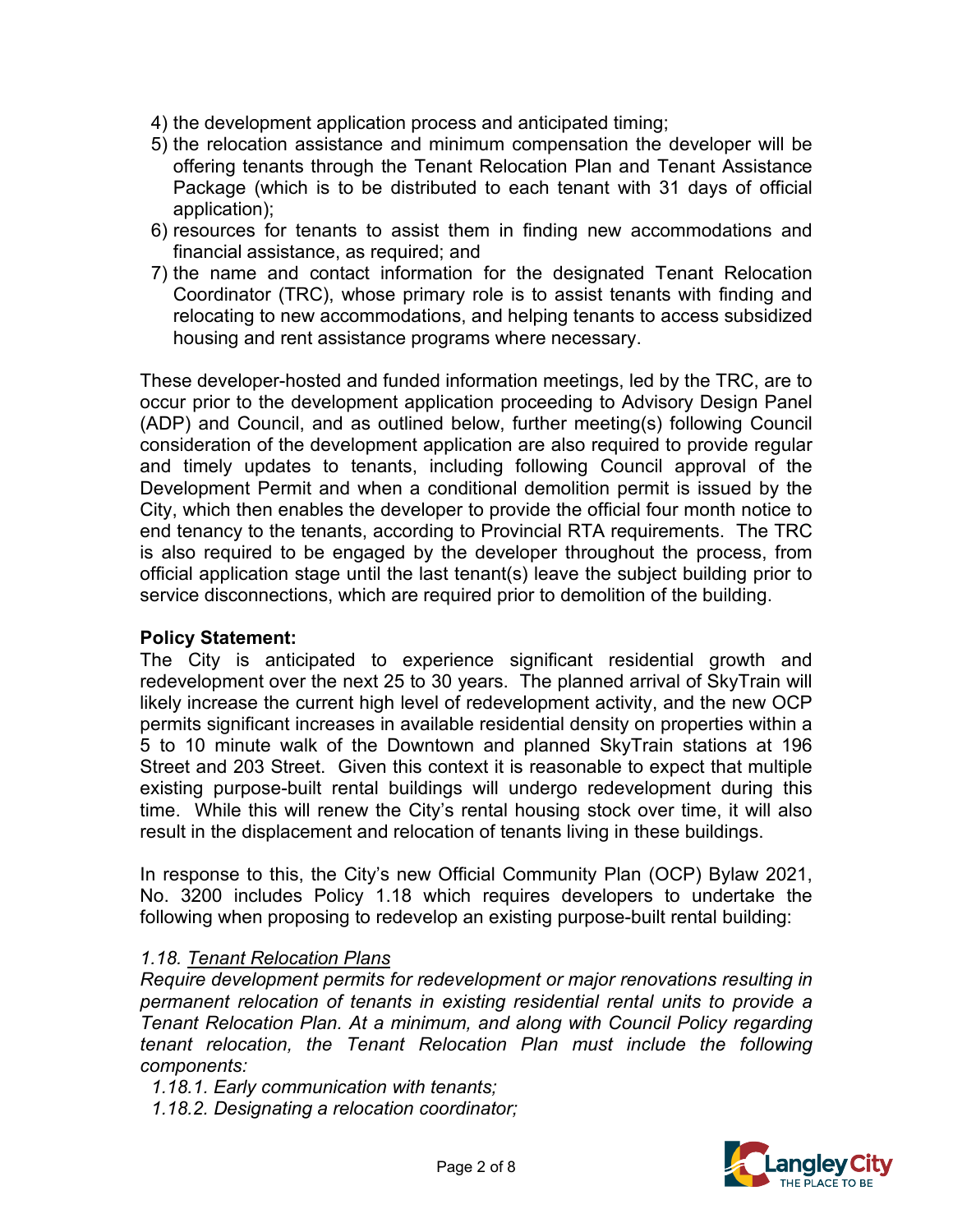4) the development application process and anticipated timing;
5) the relocation assistance and minimum compensation the developer will be offering tenants through the Tenant Relocation Plan and Tenant Assistance Package (which is to be distributed to each tenant with 31 days of official application);
6) resources for tenants to assist them in finding new accommodations and financial assistance, as required; and
7) the name and contact information for the designated Tenant Relocation Coordinator (TRC), whose primary role is to assist tenants with finding and relocating to new accommodations, and helping tenants to access subsidized housing and rent assistance programs where necessary.

These developer-hosted and funded information meetings, led by the TRC, are to occur prior to the development application proceeding to Advisory Design Panel (ADP) and Council, and as outlined below, further meeting(s) following Council consideration of the development application are also required to provide regular and timely updates to tenants, including following Council approval of the Development Permit and when a conditional demolition permit is issued by the City, which then enables the developer to provide the official four month notice to end tenancy to the tenants, according to Provincial RTA requirements. The TRC is also required to be engaged by the developer throughout the process, from official application stage until the last tenant(s) leave the subject building prior to service disconnections, which are required prior to demolition of the building.

**Policy Statement:**

The City is anticipated to experience significant residential growth and redevelopment over the next 25 to 30 years. The planned arrival of SkyTrain will likely increase the current high level of redevelopment activity, and the new OCP permits significant increases in available residential density on properties within a 5 to 10 minute walk of the Downtown and planned SkyTrain stations at 196 Street and 203 Street. Given this context it is reasonable to expect that multiple existing purpose-built rental buildings will undergo redevelopment during this time. While this will renew the City's rental housing stock over time, it will also result in the displacement and relocation of tenants living in these buildings.

In response to this, the City's new Official Community Plan (OCP) Bylaw 2021, No. 3200 includes Policy 1.18 which requires developers to undertake the following when proposing to redevelop an existing purpose-built rental building:

*1.18. Tenant Relocation Plans*

*Require development permits for redevelopment or major renovations resulting in permanent relocation of tenants in existing residential rental units to provide a Tenant Relocation Plan. At a minimum, and along with Council Policy regarding tenant relocation, the Tenant Relocation Plan must include the following components:*

*1.18.1. Early communication with tenants;*

*1.18.2. Designating a relocation coordinator;*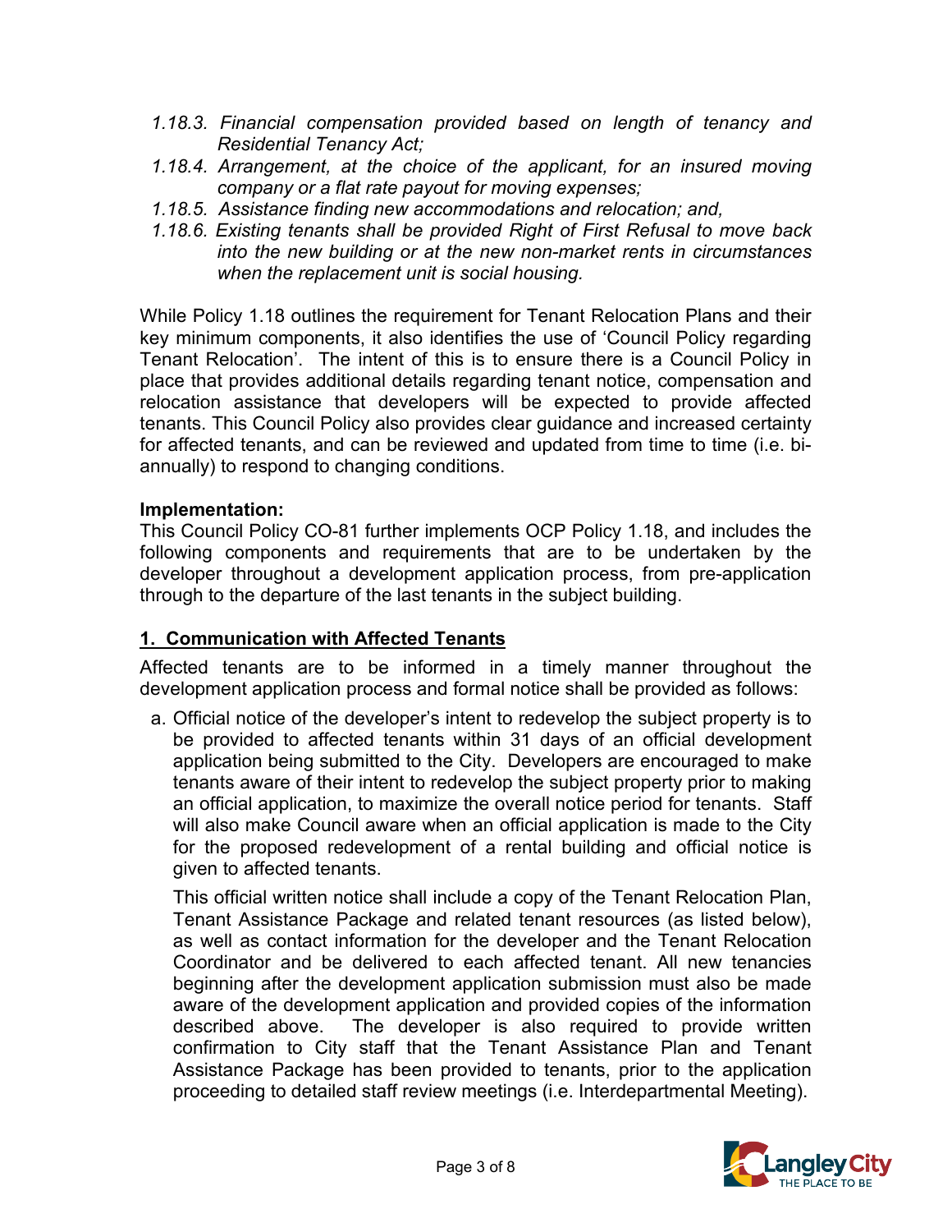*1.18.3. Financial compensation provided based on length of tenancy and Residential Tenancy Act;*

*1.18.4. Arrangement, at the choice of the applicant, for an insured moving company or a flat rate payout for moving expenses;*

*1.18.5. Assistance finding new accommodations and relocation; and,*

*1.18.6. Existing tenants shall be provided Right of First Refusal to move back into the new building or at the new non-market rents in circumstances when the replacement unit is social housing.*

While Policy 1.18 outlines the requirement for Tenant Relocation Plans and their key minimum components, it also identifies the use of 'Council Policy regarding Tenant Relocation'. The intent of this is to ensure there is a Council Policy in place that provides additional details regarding tenant notice, compensation and relocation assistance that developers will be expected to provide affected tenants. This Council Policy also provides clear guidance and increased certainty for affected tenants, and can be reviewed and updated from time to time (i.e. bi-annually) to respond to changing conditions.

**Implementation:**

This Council Policy CO-81 further implements OCP Policy 1.18, and includes the following components and requirements that are to be undertaken by the developer throughout a development application process, from pre-application through to the departure of the last tenants in the subject building.

## 1. Communication with Affected Tenants

Affected tenants are to be informed in a timely manner throughout the development application process and formal notice shall be provided as follows:

a. Official notice of the developer's intent to redevelop the subject property is to be provided to affected tenants within 31 days of an official development application being submitted to the City. Developers are encouraged to make tenants aware of their intent to redevelop the subject property prior to making an official application, to maximize the overall notice period for tenants. Staff will also make Council aware when an official application is made to the City for the proposed redevelopment of a rental building and official notice is given to affected tenants.

   This official written notice shall include a copy of the Tenant Relocation Plan, Tenant Assistance Package and related tenant resources (as listed below), as well as contact information for the developer and the Tenant Relocation Coordinator and be delivered to each affected tenant. All new tenancies beginning after the development application submission must also be made aware of the development application and provided copies of the information described above. The developer is also required to provide written confirmation to City staff that the Tenant Assistance Plan and Tenant Assistance Package has been provided to tenants, prior to the application proceeding to detailed staff review meetings (i.e. Interdepartmental Meeting).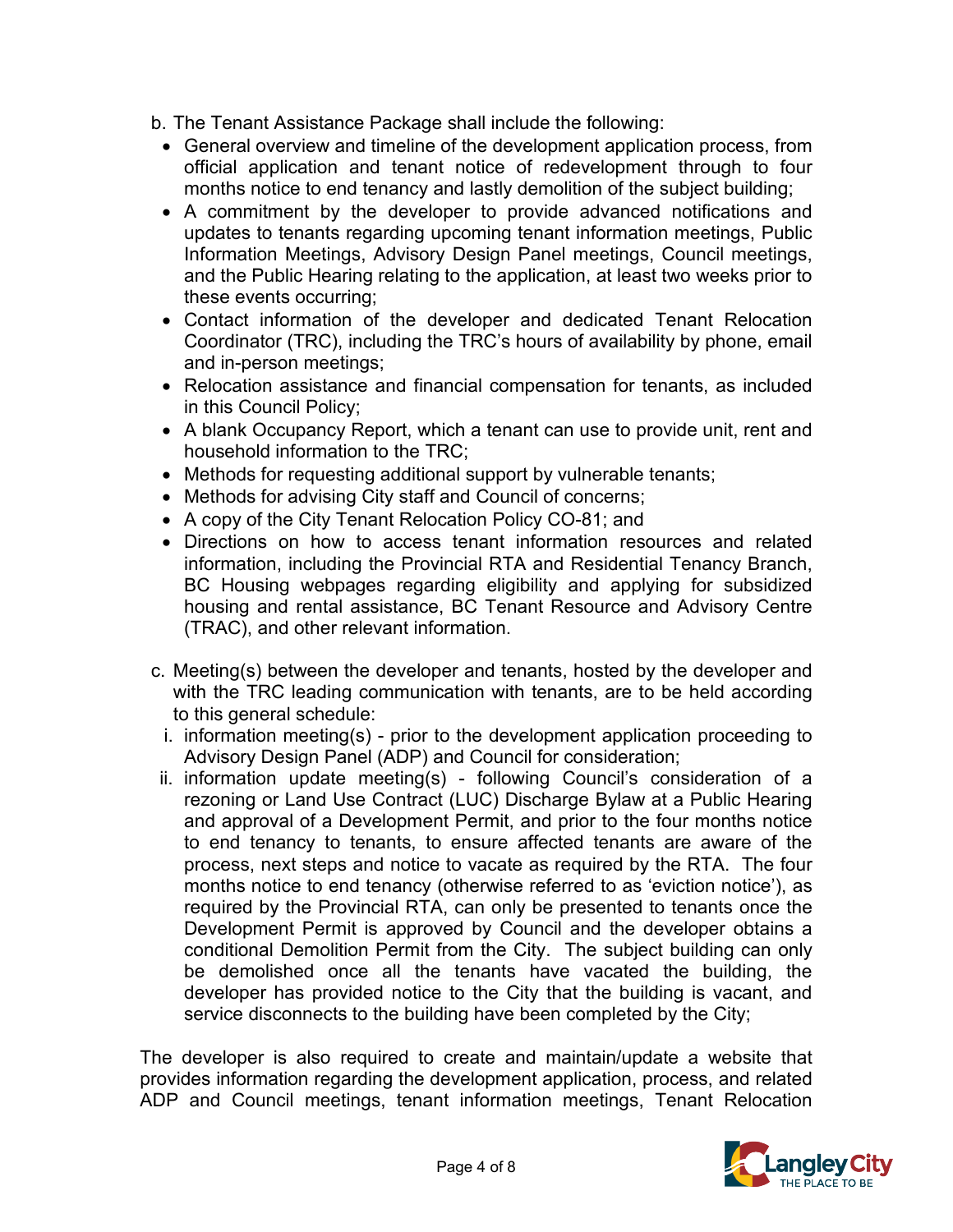b. The Tenant Assistance Package shall include the following:

- General overview and timeline of the development application process, from official application and tenant notice of redevelopment through to four months notice to end tenancy and lastly demolition of the subject building;
- A commitment by the developer to provide advanced notifications and updates to tenants regarding upcoming tenant information meetings, Public Information Meetings, Advisory Design Panel meetings, Council meetings, and the Public Hearing relating to the application, at least two weeks prior to these events occurring;
- Contact information of the developer and dedicated Tenant Relocation Coordinator (TRC), including the TRC's hours of availability by phone, email and in-person meetings;
- Relocation assistance and financial compensation for tenants, as included in this Council Policy;
- A blank Occupancy Report, which a tenant can use to provide unit, rent and household information to the TRC;
- Methods for requesting additional support by vulnerable tenants;
- Methods for advising City staff and Council of concerns;
- A copy of the City Tenant Relocation Policy CO-81; and
- Directions on how to access tenant information resources and related information, including the Provincial RTA and Residential Tenancy Branch, BC Housing webpages regarding eligibility and applying for subsidized housing and rental assistance, BC Tenant Resource and Advisory Centre (TRAC), and other relevant information.

c. Meeting(s) between the developer and tenants, hosted by the developer and with the TRC leading communication with tenants, are to be held according to this general schedule:

i. information meeting(s) - prior to the development application proceeding to Advisory Design Panel (ADP) and Council for consideration;

ii. information update meeting(s) - following Council's consideration of a rezoning or Land Use Contract (LUC) Discharge Bylaw at a Public Hearing and approval of a Development Permit, and prior to the four months notice to end tenancy to tenants, to ensure affected tenants are aware of the process, next steps and notice to vacate as required by the RTA. The four months notice to end tenancy (otherwise referred to as 'eviction notice'), as required by the Provincial RTA, can only be presented to tenants once the Development Permit is approved by Council and the developer obtains a conditional Demolition Permit from the City. The subject building can only be demolished once all the tenants have vacated the building, the developer has provided notice to the City that the building is vacant, and service disconnects to the building have been completed by the City;

The developer is also required to create and maintain/update a website that provides information regarding the development application, process, and related ADP and Council meetings, tenant information meetings, Tenant Relocation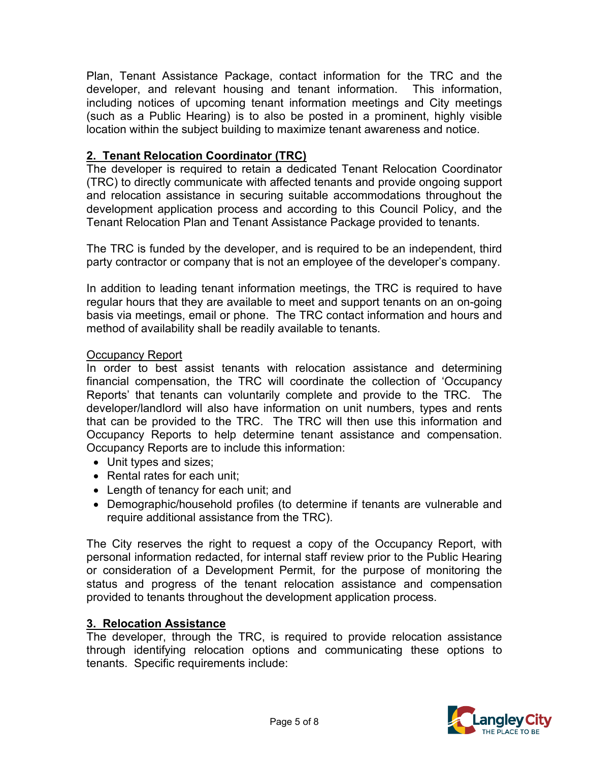Plan, Tenant Assistance Package, contact information for the TRC and the developer, and relevant housing and tenant information. This information, including notices of upcoming tenant information meetings and City meetings (such as a Public Hearing) is to also be posted in a prominent, highly visible location within the subject building to maximize tenant awareness and notice.

## 2. Tenant Relocation Coordinator (TRC)

The developer is required to retain a dedicated Tenant Relocation Coordinator (TRC) to directly communicate with affected tenants and provide ongoing support and relocation assistance in securing suitable accommodations throughout the development application process and according to this Council Policy, and the Tenant Relocation Plan and Tenant Assistance Package provided to tenants.

The TRC is funded by the developer, and is required to be an independent, third party contractor or company that is not an employee of the developer's company.

In addition to leading tenant information meetings, the TRC is required to have regular hours that they are available to meet and support tenants on an on-going basis via meetings, email or phone. The TRC contact information and hours and method of availability shall be readily available to tenants.

### Occupancy Report

In order to best assist tenants with relocation assistance and determining financial compensation, the TRC will coordinate the collection of 'Occupancy Reports' that tenants can voluntarily complete and provide to the TRC. The developer/landlord will also have information on unit numbers, types and rents that can be provided to the TRC. The TRC will then use this information and Occupancy Reports to help determine tenant assistance and compensation. Occupancy Reports are to include this information:

- Unit types and sizes;
- Rental rates for each unit;
- Length of tenancy for each unit; and
- Demographic/household profiles (to determine if tenants are vulnerable and require additional assistance from the TRC).

The City reserves the right to request a copy of the Occupancy Report, with personal information redacted, for internal staff review prior to the Public Hearing or consideration of a Development Permit, for the purpose of monitoring the status and progress of the tenant relocation assistance and compensation provided to tenants throughout the development application process.

## 3. Relocation Assistance

The developer, through the TRC, is required to provide relocation assistance through identifying relocation options and communicating these options to tenants. Specific requirements include: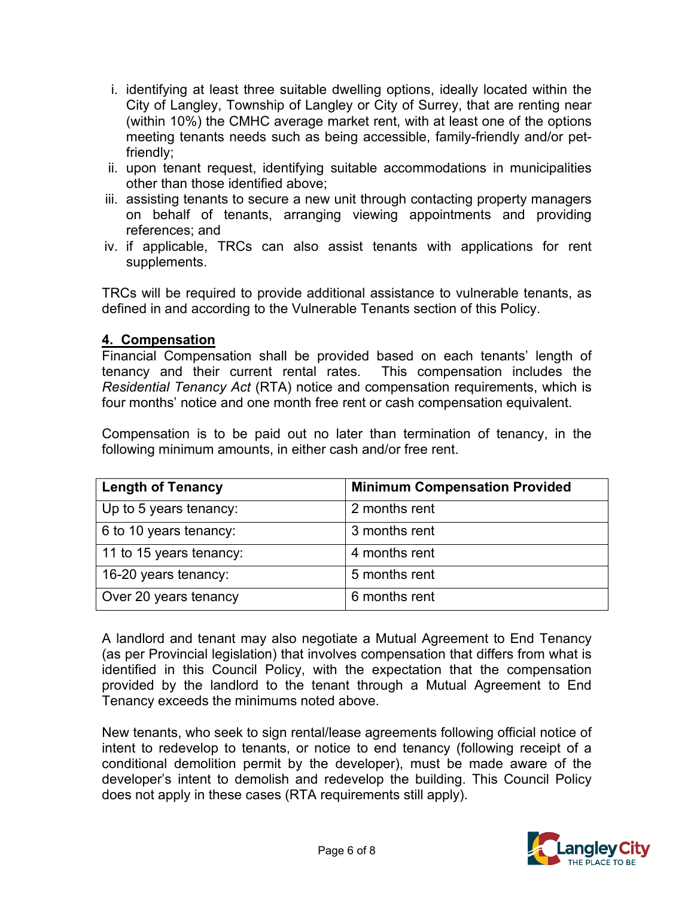i. identifying at least three suitable dwelling options, ideally located within the City of Langley, Township of Langley or City of Surrey, that are renting near (within 10%) the CMHC average market rent, with at least one of the options meeting tenants needs such as being accessible, family-friendly and/or pet-friendly;
ii. upon tenant request, identifying suitable accommodations in municipalities other than those identified above;
iii. assisting tenants to secure a new unit through contacting property managers on behalf of tenants, arranging viewing appointments and providing references; and
iv. if applicable, TRCs can also assist tenants with applications for rent supplements.

TRCs will be required to provide additional assistance to vulnerable tenants, as defined in and according to the Vulnerable Tenants section of this Policy.

## 4. Compensation

Financial Compensation shall be provided based on each tenants' length of tenancy and their current rental rates. This compensation includes the *Residential Tenancy Act* (RTA) notice and compensation requirements, which is four months' notice and one month free rent or cash compensation equivalent.

Compensation is to be paid out no later than termination of tenancy, in the following minimum amounts, in either cash and/or free rent.

| Length of Tenancy | Minimum Compensation Provided |
| --- | --- |
| Up to 5 years tenancy: | 2 months rent |
| 6 to 10 years tenancy: | 3 months rent |
| 11 to 15 years tenancy: | 4 months rent |
| 16-20 years tenancy: | 5 months rent |
| Over 20 years tenancy | 6 months rent |

A landlord and tenant may also negotiate a Mutual Agreement to End Tenancy (as per Provincial legislation) that involves compensation that differs from what is identified in this Council Policy, with the expectation that the compensation provided by the landlord to the tenant through a Mutual Agreement to End Tenancy exceeds the minimums noted above.

New tenants, who seek to sign rental/lease agreements following official notice of intent to redevelop to tenants, or notice to end tenancy (following receipt of a conditional demolition permit by the developer), must be made aware of the developer's intent to demolish and redevelop the building. This Council Policy does not apply in these cases (RTA requirements still apply).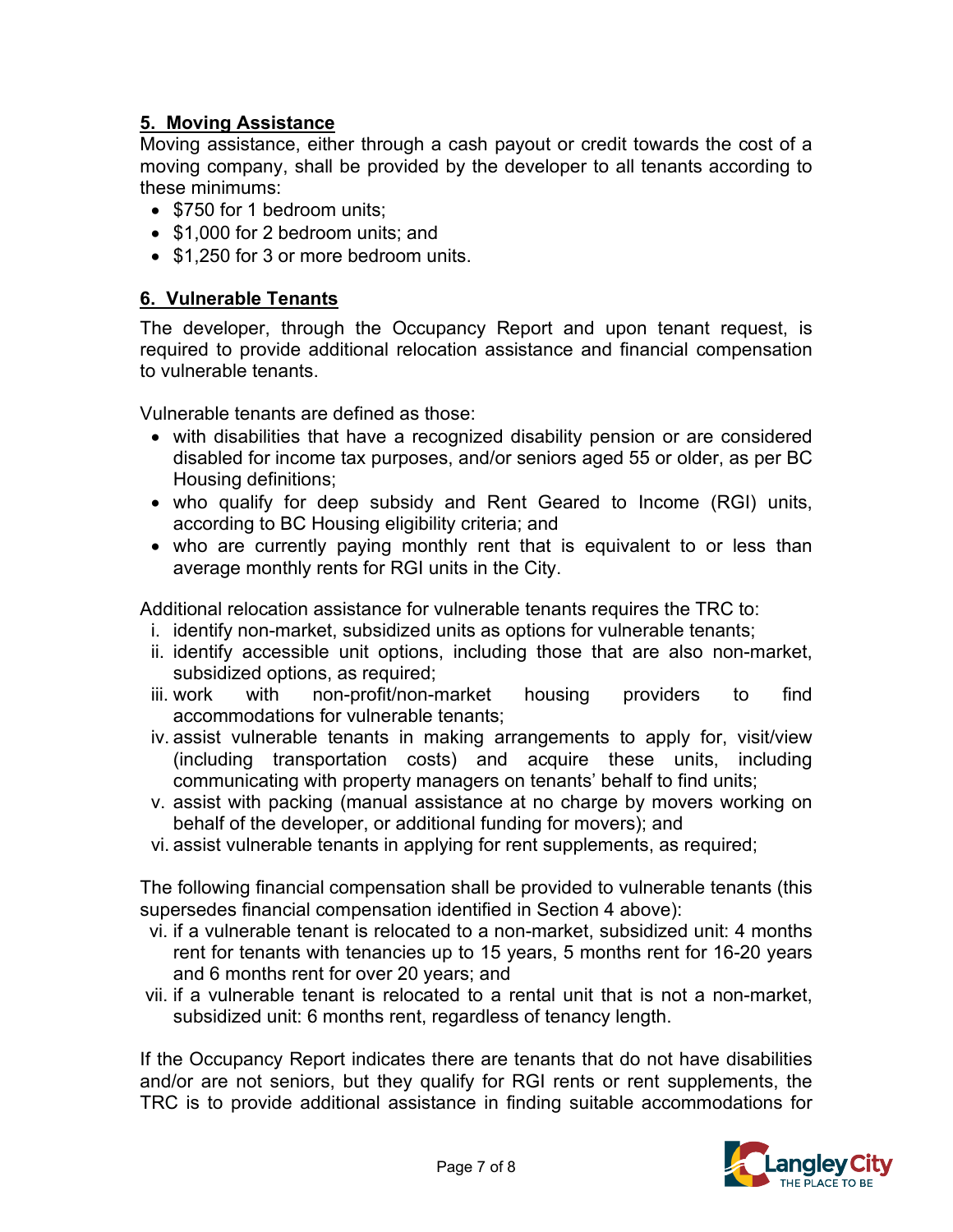## 5. Moving Assistance

Moving assistance, either through a cash payout or credit towards the cost of a moving company, shall be provided by the developer to all tenants according to these minimums:

- $750 for 1 bedroom units;
- $1,000 for 2 bedroom units; and
- $1,250 for 3 or more bedroom units.

## 6. Vulnerable Tenants

The developer, through the Occupancy Report and upon tenant request, is required to provide additional relocation assistance and financial compensation to vulnerable tenants.

Vulnerable tenants are defined as those:

- with disabilities that have a recognized disability pension or are considered disabled for income tax purposes, and/or seniors aged 55 or older, as per BC Housing definitions;
- who qualify for deep subsidy and Rent Geared to Income (RGI) units, according to BC Housing eligibility criteria; and
- who are currently paying monthly rent that is equivalent to or less than average monthly rents for RGI units in the City.

Additional relocation assistance for vulnerable tenants requires the TRC to:

i. identify non-market, subsidized units as options for vulnerable tenants;
ii. identify accessible unit options, including those that are also non-market, subsidized options, as required;
iii. work with non-profit/non-market housing providers to find accommodations for vulnerable tenants;
iv. assist vulnerable tenants in making arrangements to apply for, visit/view (including transportation costs) and acquire these units, including communicating with property managers on tenants' behalf to find units;
v. assist with packing (manual assistance at no charge by movers working on behalf of the developer, or additional funding for movers); and
vi. assist vulnerable tenants in applying for rent supplements, as required;

The following financial compensation shall be provided to vulnerable tenants (this supersedes financial compensation identified in Section 4 above):

vi. if a vulnerable tenant is relocated to a non-market, subsidized unit: 4 months rent for tenants with tenancies up to 15 years, 5 months rent for 16-20 years and 6 months rent for over 20 years; and
vii. if a vulnerable tenant is relocated to a rental unit that is not a non-market, subsidized unit: 6 months rent, regardless of tenancy length.

If the Occupancy Report indicates there are tenants that do not have disabilities and/or are not seniors, but they qualify for RGI rents or rent supplements, the TRC is to provide additional assistance in finding suitable accommodations for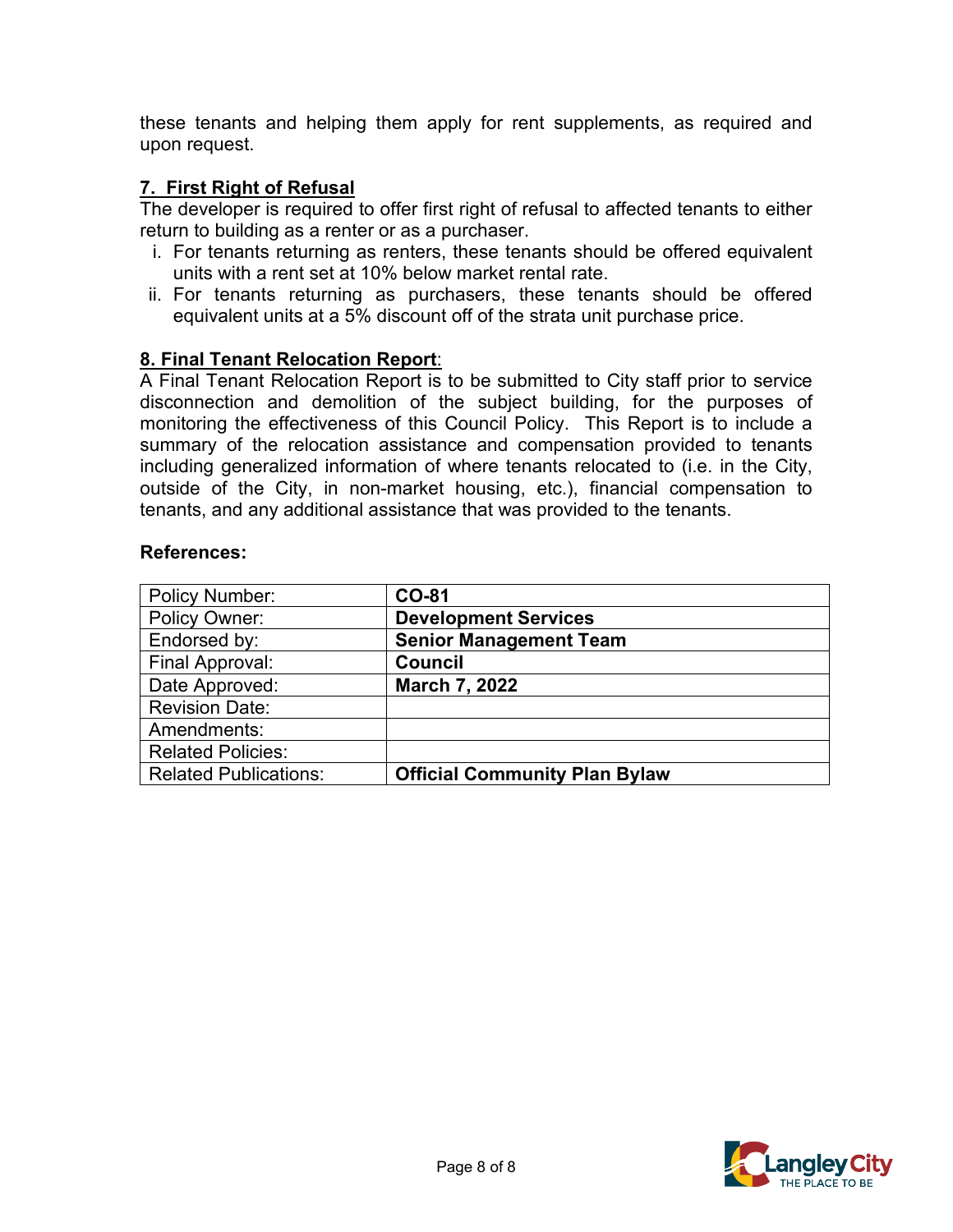these tenants and helping them apply for rent supplements, as required and upon request.

**7. First Right of Refusal**

The developer is required to offer first right of refusal to affected tenants to either return to building as a renter or as a purchaser.

i. For tenants returning as renters, these tenants should be offered equivalent units with a rent set at 10% below market rental rate.
ii. For tenants returning as purchasers, these tenants should be offered equivalent units at a 5% discount off of the strata unit purchase price.

**8. Final Tenant Relocation Report**:

A Final Tenant Relocation Report is to be submitted to City staff prior to service disconnection and demolition of the subject building, for the purposes of monitoring the effectiveness of this Council Policy. This Report is to include a summary of the relocation assistance and compensation provided to tenants including generalized information of where tenants relocated to (i.e. in the City, outside of the City, in non-market housing, etc.), financial compensation to tenants, and any additional assistance that was provided to the tenants.

**References:**

| | |
|---|---|
| Policy Number: | **CO-81** |
| Policy Owner: | **Development Services** |
| Endorsed by: | **Senior Management Team** |
| Final Approval: | **Council** |
| Date Approved: | **March 7, 2022** |
| Revision Date: | |
| Amendments: | |
| Related Policies: | |
| Related Publications: | **Official Community Plan Bylaw** |